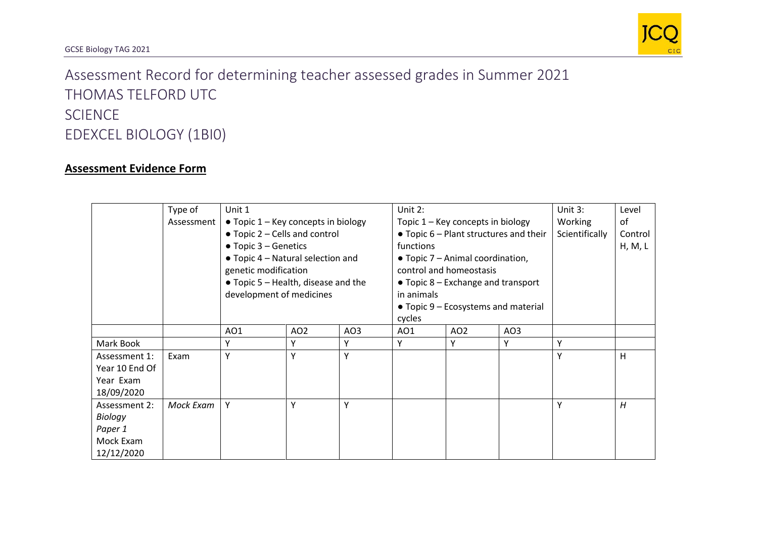# Assessment Record for determining teacher assessed grades in Summer 2021

# THOMAS TELFORD UTC

# SCIENCE

# EDEXCEL BIOLOGY (1BI0)

## **Assessment Evidence Form**

| | Type of Assessment | Unit 1<br>● Topic 1 – Key concepts in biology<br>● Topic 2 – Cells and control<br>● Topic 3 – Genetics<br>● Topic 4 – Natural selection and genetic modification<br>● Topic 5 – Health, disease and the development of medicines | | | Unit 2:<br>Topic 1 – Key concepts in biology<br>● Topic 6 – Plant structures and their functions<br>● Topic 7 – Animal coordination, control and homeostasis<br>● Topic 8 – Exchange and transport in animals<br>● Topic 9 – Ecosystems and material cycles | | | Unit 3: Working Scientifically | Level of Control H, M, L |
|---|---|---|---|---|---|---|---|---|---|
| | | AO1 | AO2 | AO3 | AO1 | AO2 | AO3 | | |
| Mark Book | | Y | Y | Y | Y | Y | Y | Y | |
| Assessment 1: Year 10 End Of Year Exam 18/09/2020 | Exam | Y | Y | Y | | | | Y | H |
| Assessment 2: *Biology Paper 1* Mock Exam 12/12/2020 | *Mock Exam* | Y | Y | Y | | | | Y | *H* |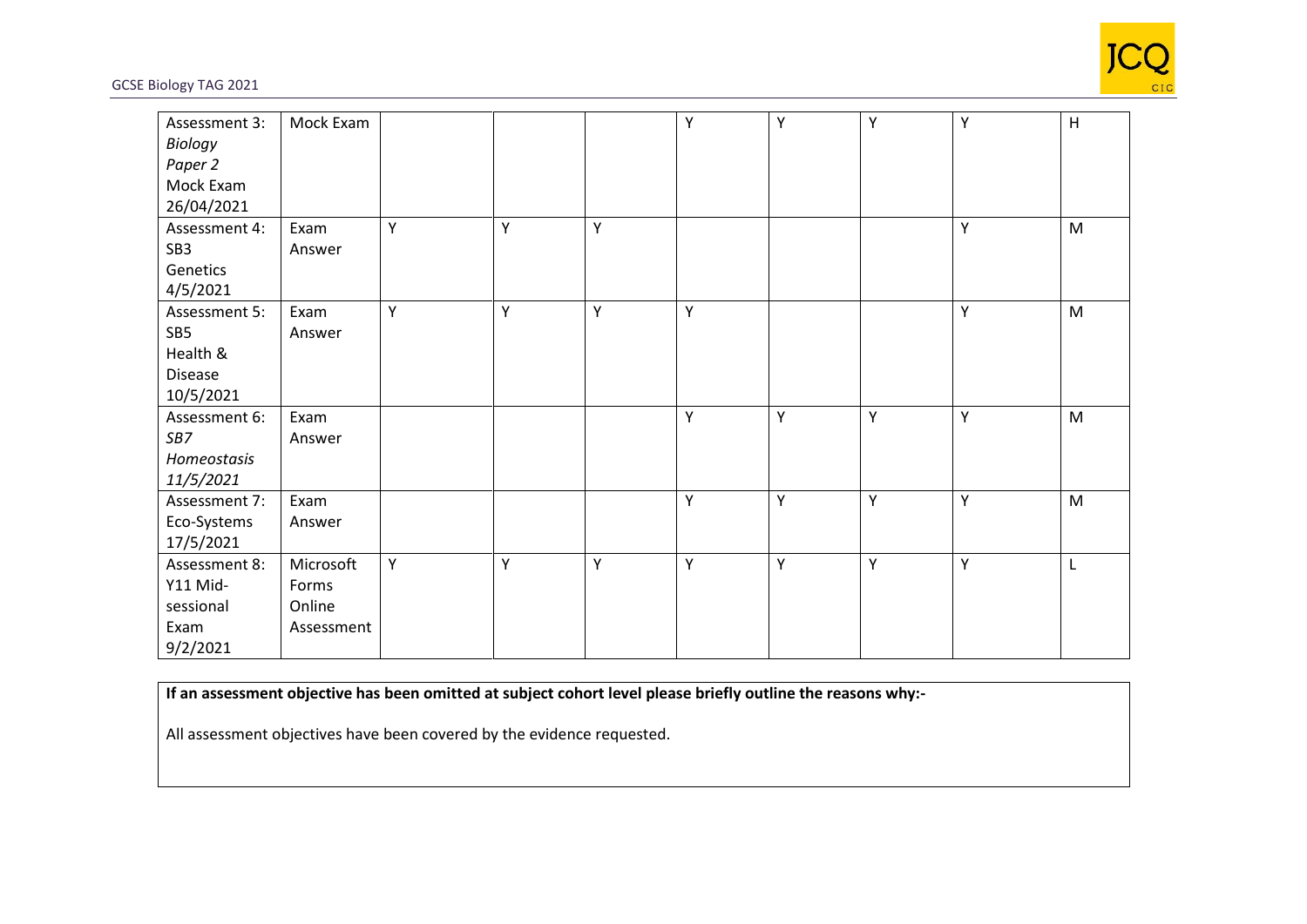| | | | | | | | | | |
|---|---|---|---|---|---|---|---|---|---|
| Assessment 3: *Biology Paper 2* Mock Exam 26/04/2021 | Mock Exam | | | | Y | Y | Y | Y | H |
| Assessment 4: SB3 Genetics 4/5/2021 | Exam Answer | Y | Y | Y | | | | Y | M |
| Assessment 5: SB5 Health & Disease 10/5/2021 | Exam Answer | Y | Y | Y | Y | | | Y | M |
| Assessment 6: *SB7 Homeostasis 11/5/2021* | Exam Answer | | | | Y | Y | Y | Y | M |
| Assessment 7: Eco-Systems 17/5/2021 | Exam Answer | | | | Y | Y | Y | Y | M |
| Assessment 8: Y11 Mid-sessional Exam 9/2/2021 | Microsoft Forms Online Assessment | Y | Y | Y | Y | Y | Y | Y | L |

**If an assessment objective has been omitted at subject cohort level please briefly outline the reasons why:-**

All assessment objectives have been covered by the evidence requested.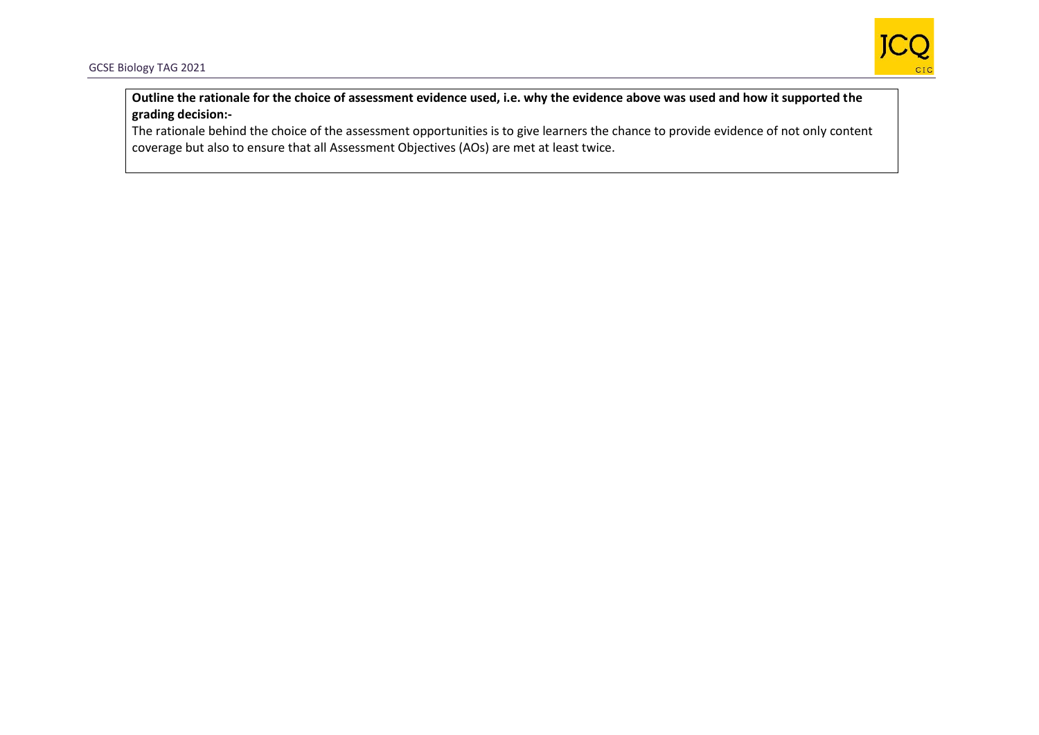**Outline the rationale for the choice of assessment evidence used, i.e. why the evidence above was used and how it supported the grading decision:-**

The rationale behind the choice of the assessment opportunities is to give learners the chance to provide evidence of not only content coverage but also to ensure that all Assessment Objectives (AOs) are met at least twice.